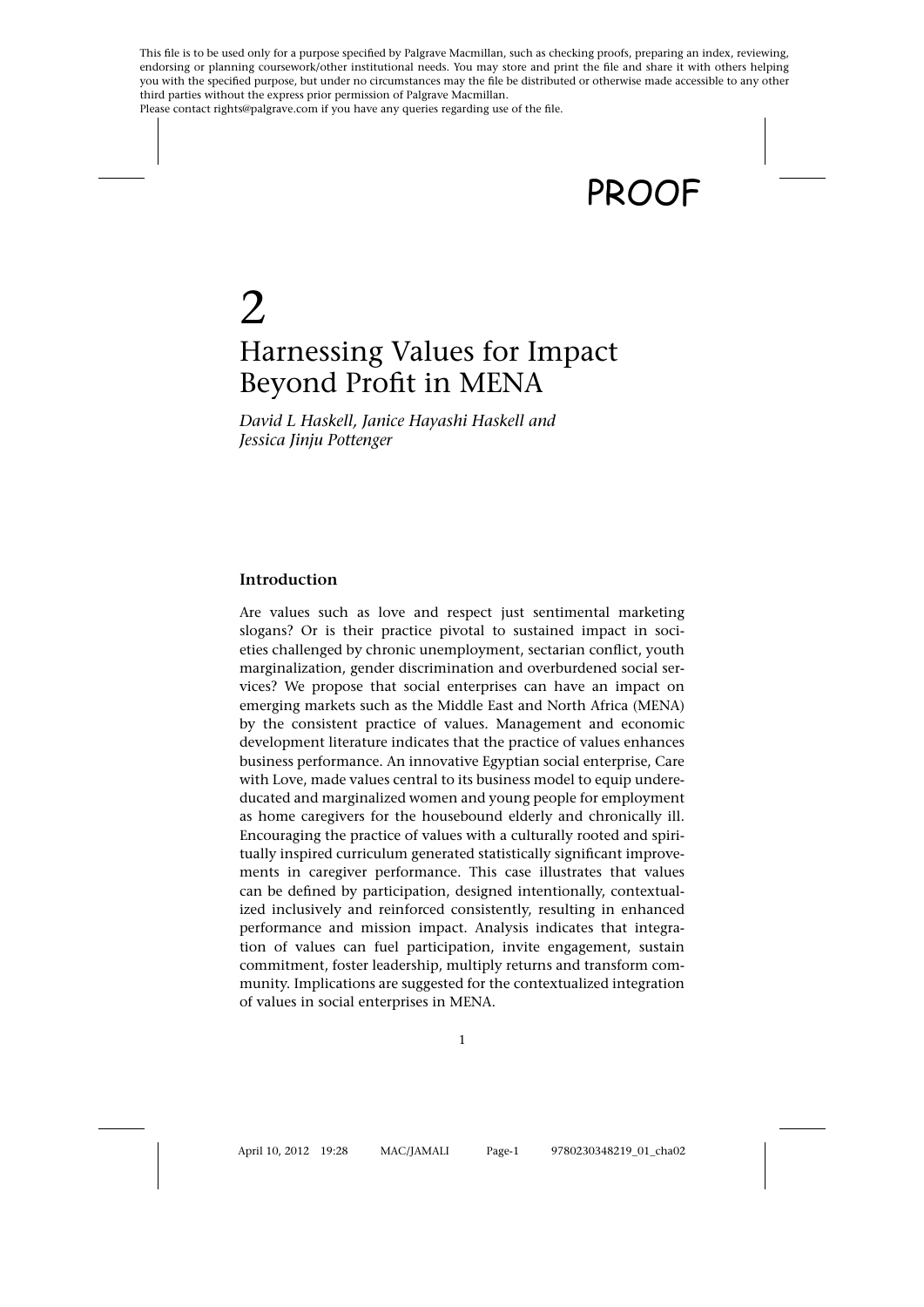# 2

# Harnessing Values for Impact Beyond Profit in MENA

*David L Haskell, Janice Hayashi Haskell and Jessica Jinju Pottenger*

## Introduction

Are values such as love and respect just sentimental marketing slogans? Or is their practice pivotal to sustained impact in societies challenged by chronic unemployment, sectarian conflict, youth marginalization, gender discrimination and overburdened social services? We propose that social enterprises can have an impact on emerging markets such as the Middle East and North Africa (MENA) by the consistent practice of values. Management and economic development literature indicates that the practice of values enhances business performance. An innovative Egyptian social enterprise, Care with Love, made values central to its business model to equip undereducated and marginalized women and young people for employment as home caregivers for the housebound elderly and chronically ill. Encouraging the practice of values with a culturally rooted and spiritually inspired curriculum generated statistically significant improvements in caregiver performance. This case illustrates that values can be defined by participation, designed intentionally, contextualized inclusively and reinforced consistently, resulting in enhanced performance and mission impact. Analysis indicates that integration of values can fuel participation, invite engagement, sustain commitment, foster leadership, multiply returns and transform community. Implications are suggested for the contextualized integration of values in social enterprises in MENA.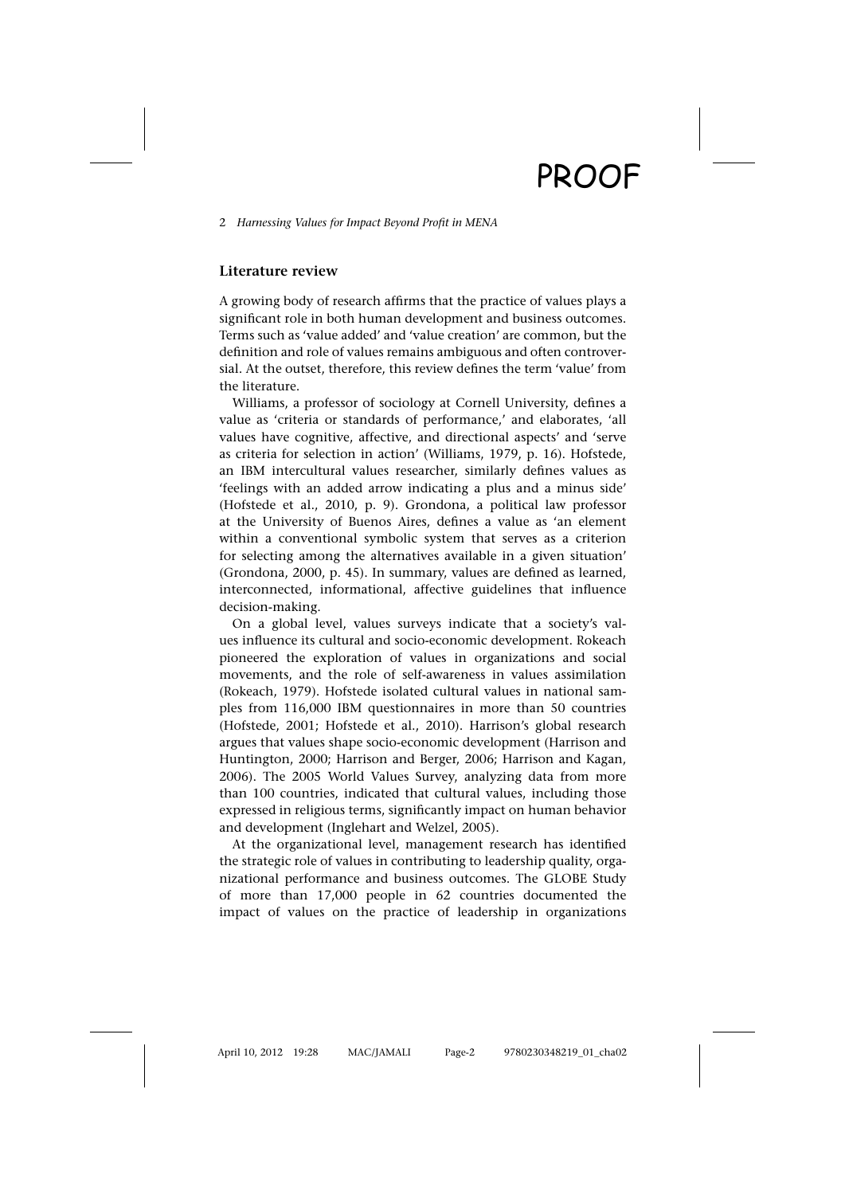## Literature review

A growing body of research affirms that the practice of values plays a significant role in both human development and business outcomes. Terms such as 'value added' and 'value creation' are common, but the definition and role of values remains ambiguous and often controversial. At the outset, therefore, this review defines the term 'value' from the literature.

Williams, a professor of sociology at Cornell University, defines a value as 'criteria or standards of performance,' and elaborates, 'all values have cognitive, affective, and directional aspects' and 'serve as criteria for selection in action' (Williams, 1979, p. 16). Hofstede, an IBM intercultural values researcher, similarly defines values as 'feelings with an added arrow indicating a plus and a minus side' (Hofstede et al., 2010, p. 9). Grondona, a political law professor at the University of Buenos Aires, defines a value as 'an element within a conventional symbolic system that serves as a criterion for selecting among the alternatives available in a given situation' (Grondona, 2000, p. 45). In summary, values are defined as learned, interconnected, informational, affective guidelines that influence decision-making.

On a global level, values surveys indicate that a society's values influence its cultural and socio-economic development. Rokeach pioneered the exploration of values in organizations and social movements, and the role of self-awareness in values assimilation (Rokeach, 1979). Hofstede isolated cultural values in national samples from 116,000 IBM questionnaires in more than 50 countries (Hofstede, 2001; Hofstede et al., 2010). Harrison's global research argues that values shape socio-economic development (Harrison and Huntington, 2000; Harrison and Berger, 2006; Harrison and Kagan, 2006). The 2005 World Values Survey, analyzing data from more than 100 countries, indicated that cultural values, including those expressed in religious terms, significantly impact on human behavior and development (Inglehart and Welzel, 2005).

At the organizational level, management research has identified the strategic role of values in contributing to leadership quality, organizational performance and business outcomes. The GLOBE Study of more than 17,000 people in 62 countries documented the impact of values on the practice of leadership in organizations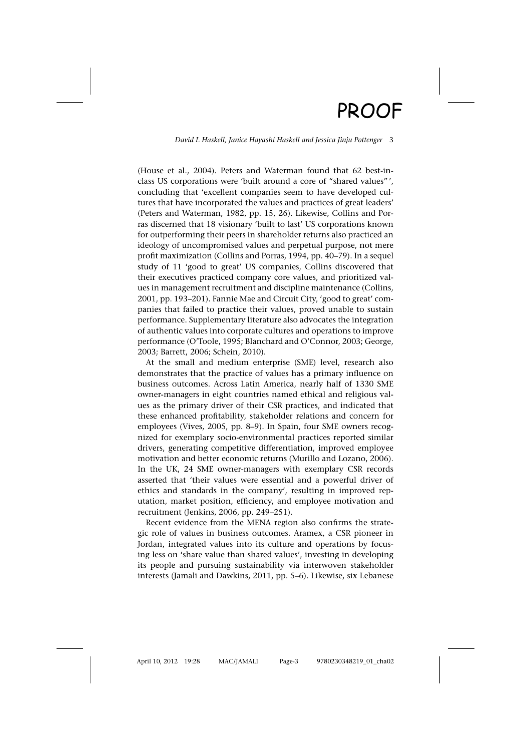(House et al., 2004). Peters and Waterman found that 62 best-in-class US corporations were 'built around a core of "shared values"', concluding that 'excellent companies seem to have developed cultures that have incorporated the values and practices of great leaders' (Peters and Waterman, 1982, pp. 15, 26). Likewise, Collins and Porras discerned that 18 visionary 'built to last' US corporations known for outperforming their peers in shareholder returns also practiced an ideology of uncompromised values and perpetual purpose, not mere profit maximization (Collins and Porras, 1994, pp. 40–79). In a sequel study of 11 'good to great' US companies, Collins discovered that their executives practiced company core values, and prioritized values in management recruitment and discipline maintenance (Collins, 2001, pp. 193–201). Fannie Mae and Circuit City, 'good to great' companies that failed to practice their values, proved unable to sustain performance. Supplementary literature also advocates the integration of authentic values into corporate cultures and operations to improve performance (O'Toole, 1995; Blanchard and O'Connor, 2003; George, 2003; Barrett, 2006; Schein, 2010).

At the small and medium enterprise (SME) level, research also demonstrates that the practice of values has a primary influence on business outcomes. Across Latin America, nearly half of 1330 SME owner-managers in eight countries named ethical and religious values as the primary driver of their CSR practices, and indicated that these enhanced profitability, stakeholder relations and concern for employees (Vives, 2005, pp. 8–9). In Spain, four SME owners recognized for exemplary socio-environmental practices reported similar drivers, generating competitive differentiation, improved employee motivation and better economic returns (Murillo and Lozano, 2006). In the UK, 24 SME owner-managers with exemplary CSR records asserted that 'their values were essential and a powerful driver of ethics and standards in the company', resulting in improved reputation, market position, efficiency, and employee motivation and recruitment (Jenkins, 2006, pp. 249–251).

Recent evidence from the MENA region also confirms the strategic role of values in business outcomes. Aramex, a CSR pioneer in Jordan, integrated values into its culture and operations by focusing less on 'share value than shared values', investing in developing its people and pursuing sustainability via interwoven stakeholder interests (Jamali and Dawkins, 2011, pp. 5–6). Likewise, six Lebanese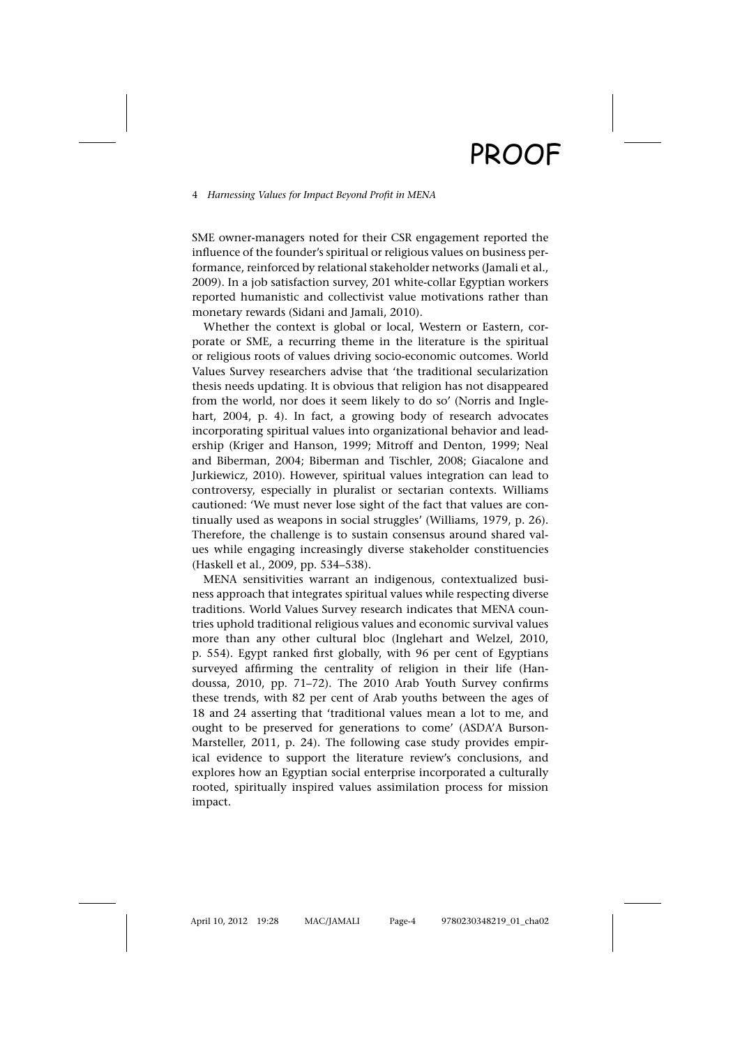SME owner-managers noted for their CSR engagement reported the influence of the founder's spiritual or religious values on business performance, reinforced by relational stakeholder networks (Jamali et al., 2009). In a job satisfaction survey, 201 white-collar Egyptian workers reported humanistic and collectivist value motivations rather than monetary rewards (Sidani and Jamali, 2010).

Whether the context is global or local, Western or Eastern, corporate or SME, a recurring theme in the literature is the spiritual or religious roots of values driving socio-economic outcomes. World Values Survey researchers advise that 'the traditional secularization thesis needs updating. It is obvious that religion has not disappeared from the world, nor does it seem likely to do so' (Norris and Inglehart, 2004, p. 4). In fact, a growing body of research advocates incorporating spiritual values into organizational behavior and leadership (Kriger and Hanson, 1999; Mitroff and Denton, 1999; Neal and Biberman, 2004; Biberman and Tischler, 2008; Giacalone and Jurkiewicz, 2010). However, spiritual values integration can lead to controversy, especially in pluralist or sectarian contexts. Williams cautioned: 'We must never lose sight of the fact that values are continually used as weapons in social struggles' (Williams, 1979, p. 26). Therefore, the challenge is to sustain consensus around shared values while engaging increasingly diverse stakeholder constituencies (Haskell et al., 2009, pp. 534–538).

MENA sensitivities warrant an indigenous, contextualized business approach that integrates spiritual values while respecting diverse traditions. World Values Survey research indicates that MENA countries uphold traditional religious values and economic survival values more than any other cultural bloc (Inglehart and Welzel, 2010, p. 554). Egypt ranked first globally, with 96 per cent of Egyptians surveyed affirming the centrality of religion in their life (Handoussa, 2010, pp. 71–72). The 2010 Arab Youth Survey confirms these trends, with 82 per cent of Arab youths between the ages of 18 and 24 asserting that 'traditional values mean a lot to me, and ought to be preserved for generations to come' (ASDA'A Burson-Marsteller, 2011, p. 24). The following case study provides empirical evidence to support the literature review's conclusions, and explores how an Egyptian social enterprise incorporated a culturally rooted, spiritually inspired values assimilation process for mission impact.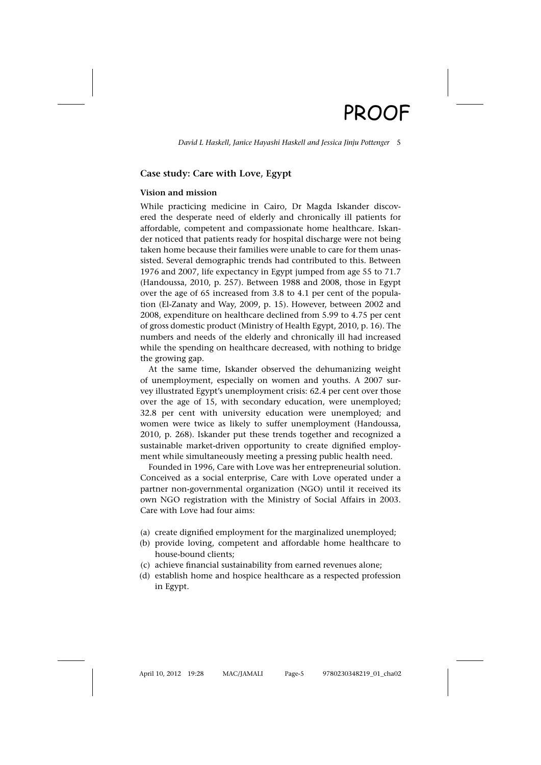## Case study: Care with Love, Egypt

### Vision and mission

While practicing medicine in Cairo, Dr Magda Iskander discovered the desperate need of elderly and chronically ill patients for affordable, competent and compassionate home healthcare. Iskander noticed that patients ready for hospital discharge were not being taken home because their families were unable to care for them unassisted. Several demographic trends had contributed to this. Between 1976 and 2007, life expectancy in Egypt jumped from age 55 to 71.7 (Handoussa, 2010, p. 257). Between 1988 and 2008, those in Egypt over the age of 65 increased from 3.8 to 4.1 per cent of the population (El-Zanaty and Way, 2009, p. 15). However, between 2002 and 2008, expenditure on healthcare declined from 5.99 to 4.75 per cent of gross domestic product (Ministry of Health Egypt, 2010, p. 16). The numbers and needs of the elderly and chronically ill had increased while the spending on healthcare decreased, with nothing to bridge the growing gap.

At the same time, Iskander observed the dehumanizing weight of unemployment, especially on women and youths. A 2007 survey illustrated Egypt's unemployment crisis: 62.4 per cent over those over the age of 15, with secondary education, were unemployed; 32.8 per cent with university education were unemployed; and women were twice as likely to suffer unemployment (Handoussa, 2010, p. 268). Iskander put these trends together and recognized a sustainable market-driven opportunity to create dignified employment while simultaneously meeting a pressing public health need.

Founded in 1996, Care with Love was her entrepreneurial solution. Conceived as a social enterprise, Care with Love operated under a partner non-governmental organization (NGO) until it received its own NGO registration with the Ministry of Social Affairs in 2003. Care with Love had four aims:

(a) create dignified employment for the marginalized unemployed;
(b) provide loving, competent and affordable home healthcare to house-bound clients;
(c) achieve financial sustainability from earned revenues alone;
(d) establish home and hospice healthcare as a respected profession in Egypt.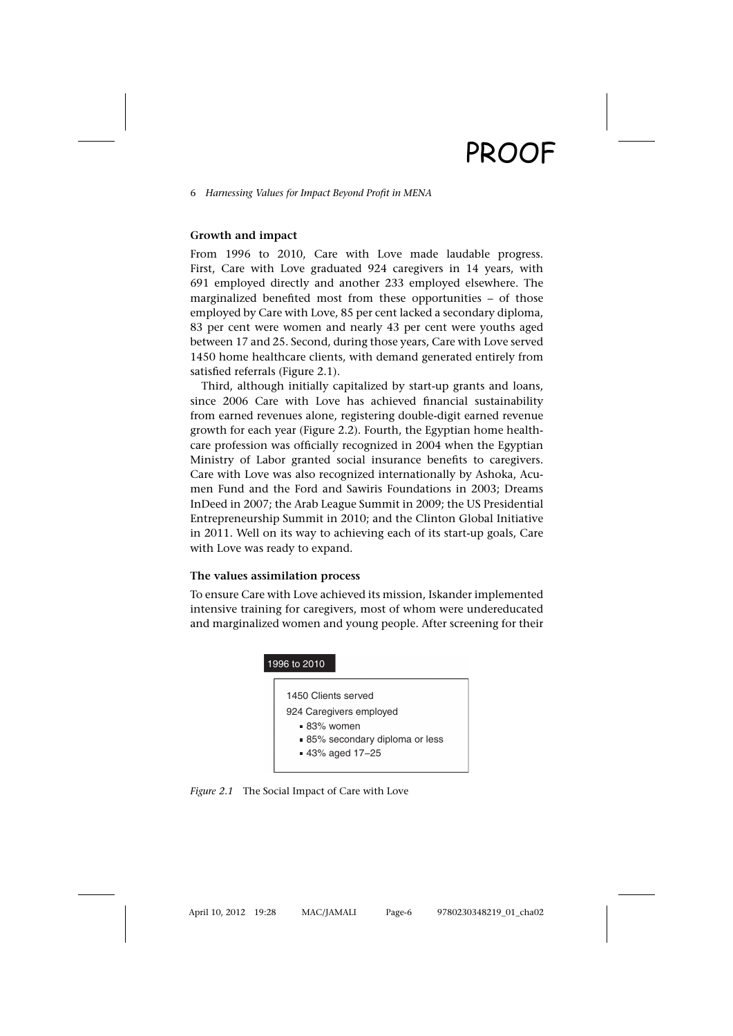**Growth and impact**

From 1996 to 2010, Care with Love made laudable progress. First, Care with Love graduated 924 caregivers in 14 years, with 691 employed directly and another 233 employed elsewhere. The marginalized benefited most from these opportunities – of those employed by Care with Love, 85 per cent lacked a secondary diploma, 83 per cent were women and nearly 43 per cent were youths aged between 17 and 25. Second, during those years, Care with Love served 1450 home healthcare clients, with demand generated entirely from satisfied referrals (Figure 2.1).

Third, although initially capitalized by start-up grants and loans, since 2006 Care with Love has achieved financial sustainability from earned revenues alone, registering double-digit earned revenue growth for each year (Figure 2.2). Fourth, the Egyptian home healthcare profession was officially recognized in 2004 when the Egyptian Ministry of Labor granted social insurance benefits to caregivers. Care with Love was also recognized internationally by Ashoka, Acumen Fund and the Ford and Sawiris Foundations in 2003; Dreams InDeed in 2007; the Arab League Summit in 2009; the US Presidential Entrepreneurship Summit in 2010; and the Clinton Global Initiative in 2011. Well on its way to achieving each of its start-up goals, Care with Love was ready to expand.

**The values assimilation process**

To ensure Care with Love achieved its mission, Iskander implemented intensive training for caregivers, most of whom were undereducated and marginalized women and young people. After screening for their

1996 to 2010

1450 Clients served

924 Caregivers employed

- 83% women
- 85% secondary diploma or less
- 43% aged 17–25

*Figure 2.1* The Social Impact of Care with Love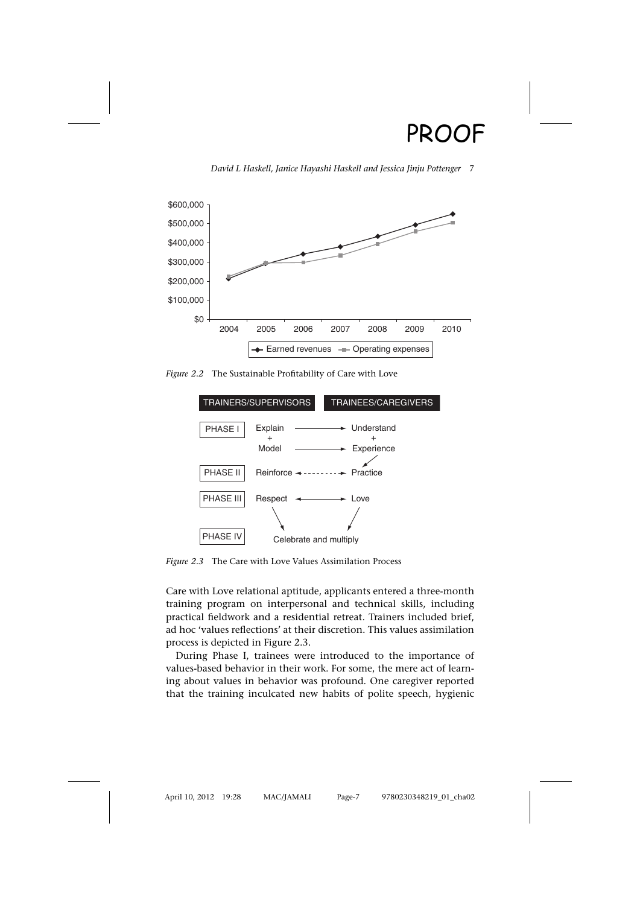Figure 2.2 The Sustainable Profitability of Care with Love

| TRAINERS/SUPERVISORS | | TRAINEES/CAREGIVERS |
|---|---|---|
| PHASE I | Explain + Model → | Understand + Experience |
| PHASE II | Reinforce ↔ | Practice |
| PHASE III | Respect ↔ | Love |
| PHASE IV | Celebrate and multiply | |

Figure 2.3 The Care with Love Values Assimilation Process

Care with Love relational aptitude, applicants entered a three-month training program on interpersonal and technical skills, including practical fieldwork and a residential retreat. Trainers included brief, ad hoc 'values reflections' at their discretion. This values assimilation process is depicted in Figure 2.3.

During Phase I, trainees were introduced to the importance of values-based behavior in their work. For some, the mere act of learning about values in behavior was profound. One caregiver reported that the training inculcated new habits of polite speech, hygienic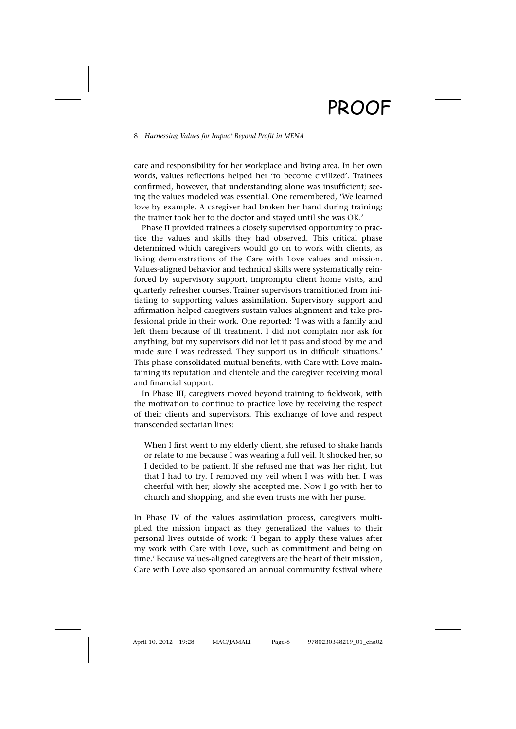care and responsibility for her workplace and living area. In her own words, values reflections helped her 'to become civilized'. Trainees confirmed, however, that understanding alone was insufficient; seeing the values modeled was essential. One remembered, 'We learned love by example. A caregiver had broken her hand during training; the trainer took her to the doctor and stayed until she was OK.'

Phase II provided trainees a closely supervised opportunity to practice the values and skills they had observed. This critical phase determined which caregivers would go on to work with clients, as living demonstrations of the Care with Love values and mission. Values-aligned behavior and technical skills were systematically reinforced by supervisory support, impromptu client home visits, and quarterly refresher courses. Trainer supervisors transitioned from initiating to supporting values assimilation. Supervisory support and affirmation helped caregivers sustain values alignment and take professional pride in their work. One reported: 'I was with a family and left them because of ill treatment. I did not complain nor ask for anything, but my supervisors did not let it pass and stood by me and made sure I was redressed. They support us in difficult situations.' This phase consolidated mutual benefits, with Care with Love maintaining its reputation and clientele and the caregiver receiving moral and financial support.

In Phase III, caregivers moved beyond training to fieldwork, with the motivation to continue to practice love by receiving the respect of their clients and supervisors. This exchange of love and respect transcended sectarian lines:

> When I first went to my elderly client, she refused to shake hands or relate to me because I was wearing a full veil. It shocked her, so I decided to be patient. If she refused me that was her right, but that I had to try. I removed my veil when I was with her. I was cheerful with her; slowly she accepted me. Now I go with her to church and shopping, and she even trusts me with her purse.

In Phase IV of the values assimilation process, caregivers multiplied the mission impact as they generalized the values to their personal lives outside of work: 'I began to apply these values after my work with Care with Love, such as commitment and being on time.' Because values-aligned caregivers are the heart of their mission, Care with Love also sponsored an annual community festival where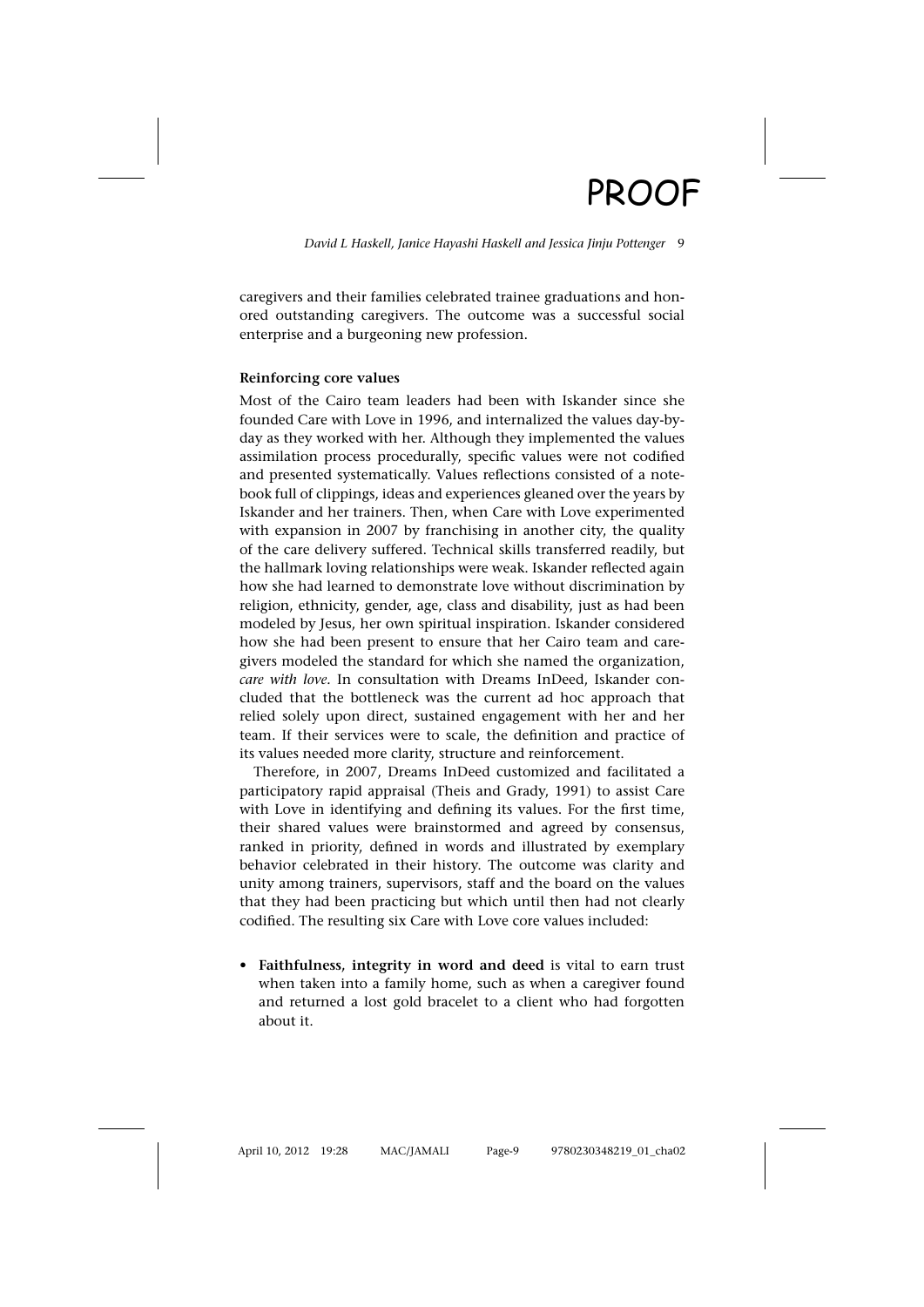caregivers and their families celebrated trainee graduations and honored outstanding caregivers. The outcome was a successful social enterprise and a burgeoning new profession.

### Reinforcing core values

Most of the Cairo team leaders had been with Iskander since she founded Care with Love in 1996, and internalized the values day-by-day as they worked with her. Although they implemented the values assimilation process procedurally, specific values were not codified and presented systematically. Values reflections consisted of a notebook full of clippings, ideas and experiences gleaned over the years by Iskander and her trainers. Then, when Care with Love experimented with expansion in 2007 by franchising in another city, the quality of the care delivery suffered. Technical skills transferred readily, but the hallmark loving relationships were weak. Iskander reflected again how she had learned to demonstrate love without discrimination by religion, ethnicity, gender, age, class and disability, just as had been modeled by Jesus, her own spiritual inspiration. Iskander considered how she had been present to ensure that her Cairo team and caregivers modeled the standard for which she named the organization, *care with love*. In consultation with Dreams InDeed, Iskander concluded that the bottleneck was the current ad hoc approach that relied solely upon direct, sustained engagement with her and her team. If their services were to scale, the definition and practice of its values needed more clarity, structure and reinforcement.

Therefore, in 2007, Dreams InDeed customized and facilitated a participatory rapid appraisal (Theis and Grady, 1991) to assist Care with Love in identifying and defining its values. For the first time, their shared values were brainstormed and agreed by consensus, ranked in priority, defined in words and illustrated by exemplary behavior celebrated in their history. The outcome was clarity and unity among trainers, supervisors, staff and the board on the values that they had been practicing but which until then had not clearly codified. The resulting six Care with Love core values included:

- **Faithfulness, integrity in word and deed** is vital to earn trust when taken into a family home, such as when a caregiver found and returned a lost gold bracelet to a client who had forgotten about it.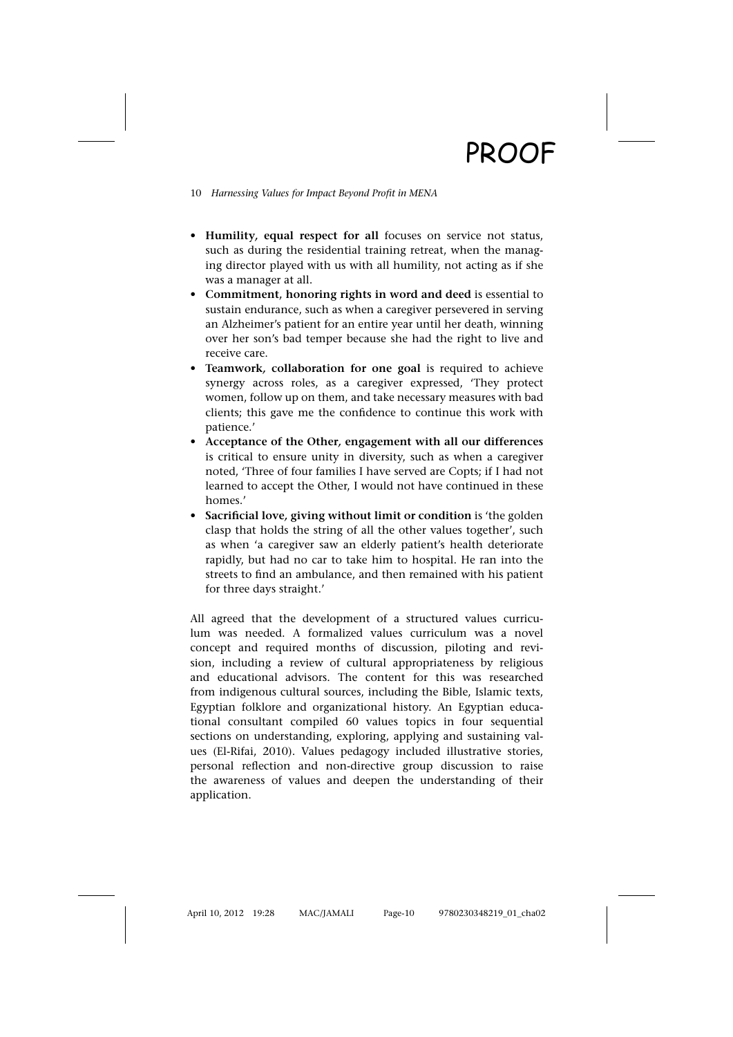- **Humility, equal respect for all** focuses on service not status, such as during the residential training retreat, when the managing director played with us with all humility, not acting as if she was a manager at all.
- **Commitment, honoring rights in word and deed** is essential to sustain endurance, such as when a caregiver persevered in serving an Alzheimer's patient for an entire year until her death, winning over her son's bad temper because she had the right to live and receive care.
- **Teamwork, collaboration for one goal** is required to achieve synergy across roles, as a caregiver expressed, 'They protect women, follow up on them, and take necessary measures with bad clients; this gave me the confidence to continue this work with patience.'
- **Acceptance of the Other, engagement with all our differences** is critical to ensure unity in diversity, such as when a caregiver noted, 'Three of four families I have served are Copts; if I had not learned to accept the Other, I would not have continued in these homes.'
- **Sacrificial love, giving without limit or condition** is 'the golden clasp that holds the string of all the other values together', such as when 'a caregiver saw an elderly patient's health deteriorate rapidly, but had no car to take him to hospital. He ran into the streets to find an ambulance, and then remained with his patient for three days straight.'

All agreed that the development of a structured values curriculum was needed. A formalized values curriculum was a novel concept and required months of discussion, piloting and revision, including a review of cultural appropriateness by religious and educational advisors. The content for this was researched from indigenous cultural sources, including the Bible, Islamic texts, Egyptian folklore and organizational history. An Egyptian educational consultant compiled 60 values topics in four sequential sections on understanding, exploring, applying and sustaining values (El-Rifai, 2010). Values pedagogy included illustrative stories, personal reflection and non-directive group discussion to raise the awareness of values and deepen the understanding of their application.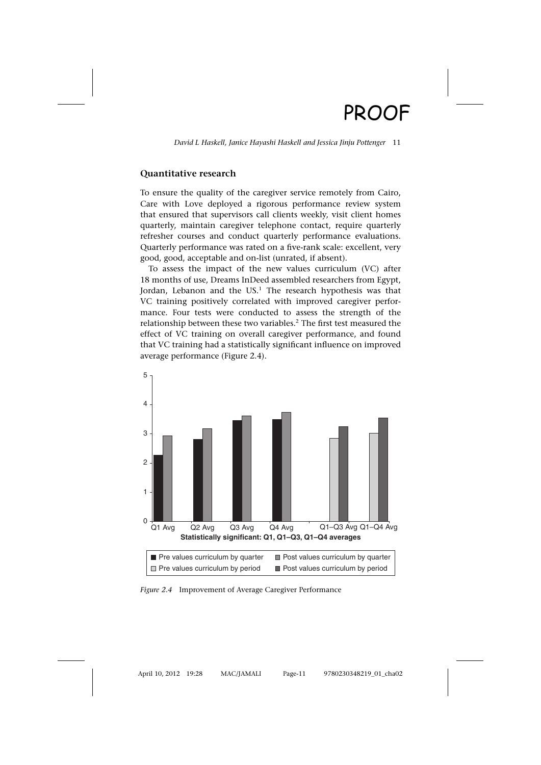## Quantitative research

To ensure the quality of the caregiver service remotely from Cairo, Care with Love deployed a rigorous performance review system that ensured that supervisors call clients weekly, visit client homes quarterly, maintain caregiver telephone contact, require quarterly refresher courses and conduct quarterly performance evaluations. Quarterly performance was rated on a five-rank scale: excellent, very good, good, acceptable and on-list (unrated, if absent).

To assess the impact of the new values curriculum (VC) after 18 months of use, Dreams InDeed assembled researchers from Egypt, Jordan, Lebanon and the US.[1] The research hypothesis was that VC training positively correlated with improved caregiver performance. Four tests were conducted to assess the strength of the relationship between these two variables.[2] The first test measured the effect of VC training on overall caregiver performance, and found that VC training had a statistically significant influence on improved average performance (Figure 2.4).

*Figure 2.4* Improvement of Average Caregiver Performance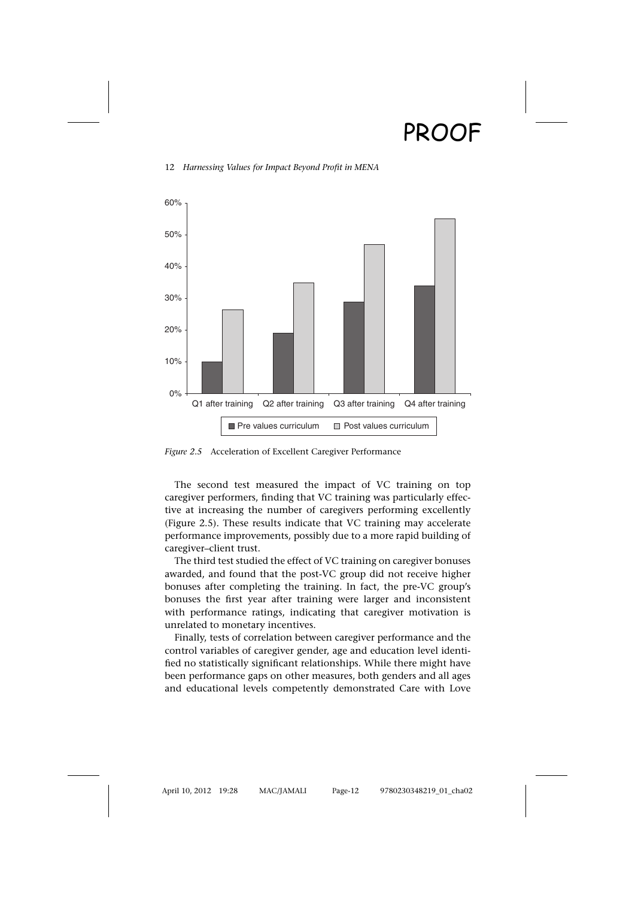*Figure 2.5* Acceleration of Excellent Caregiver Performance

The second test measured the impact of VC training on top caregiver performers, finding that VC training was particularly effective at increasing the number of caregivers performing excellently (Figure 2.5). These results indicate that VC training may accelerate performance improvements, possibly due to a more rapid building of caregiver–client trust.

The third test studied the effect of VC training on caregiver bonuses awarded, and found that the post-VC group did not receive higher bonuses after completing the training. In fact, the pre-VC group's bonuses the first year after training were larger and inconsistent with performance ratings, indicating that caregiver motivation is unrelated to monetary incentives.

Finally, tests of correlation between caregiver performance and the control variables of caregiver gender, age and education level identified no statistically significant relationships. While there might have been performance gaps on other measures, both genders and all ages and educational levels competently demonstrated Care with Love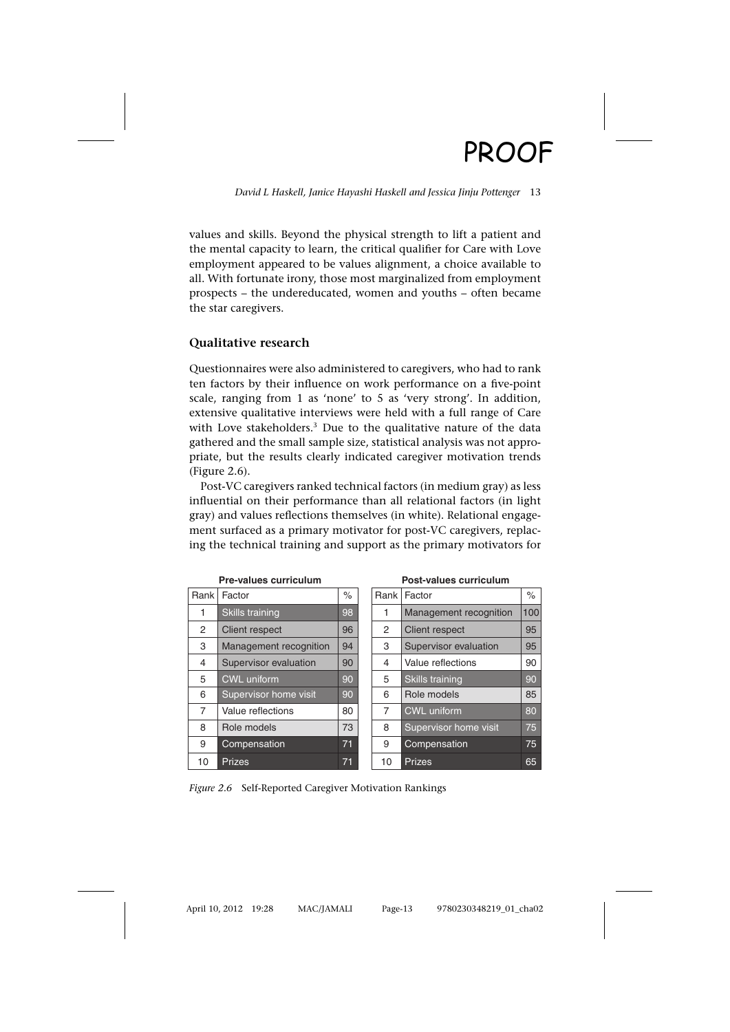values and skills. Beyond the physical strength to lift a patient and the mental capacity to learn, the critical qualifier for Care with Love employment appeared to be values alignment, a choice available to all. With fortunate irony, those most marginalized from employment prospects – the undereducated, women and youths – often became the star caregivers.

## Qualitative research

Questionnaires were also administered to caregivers, who had to rank ten factors by their influence on work performance on a five-point scale, ranging from 1 as 'none' to 5 as 'very strong'. In addition, extensive qualitative interviews were held with a full range of Care with Love stakeholders.[3] Due to the qualitative nature of the data gathered and the small sample size, statistical analysis was not appropriate, but the results clearly indicated caregiver motivation trends (Figure 2.6).

Post-VC caregivers ranked technical factors (in medium gray) as less influential on their performance than all relational factors (in light gray) and values reflections themselves (in white). Relational engagement surfaced as a primary motivator for post-VC caregivers, replacing the technical training and support as the primary motivators for

**Pre-values curriculum**

| Rank | Factor | % |
|---|---|---|
| 1 | Skills training | 98 |
| 2 | Client respect | 96 |
| 3 | Management recognition | 94 |
| 4 | Supervisor evaluation | 90 |
| 5 | CWL uniform | 90 |
| 6 | Supervisor home visit | 90 |
| 7 | Value reflections | 80 |
| 8 | Role models | 73 |
| 9 | Compensation | 71 |
| 10 | Prizes | 71 |

**Post-values curriculum**

| Rank | Factor | % |
|---|---|---|
| 1 | Management recognition | 100 |
| 2 | Client respect | 95 |
| 3 | Supervisor evaluation | 95 |
| 4 | Value reflections | 90 |
| 5 | Skills training | 90 |
| 6 | Role models | 85 |
| 7 | CWL uniform | 80 |
| 8 | Supervisor home visit | 75 |
| 9 | Compensation | 75 |
| 10 | Prizes | 65 |

*Figure 2.6* Self-Reported Caregiver Motivation Rankings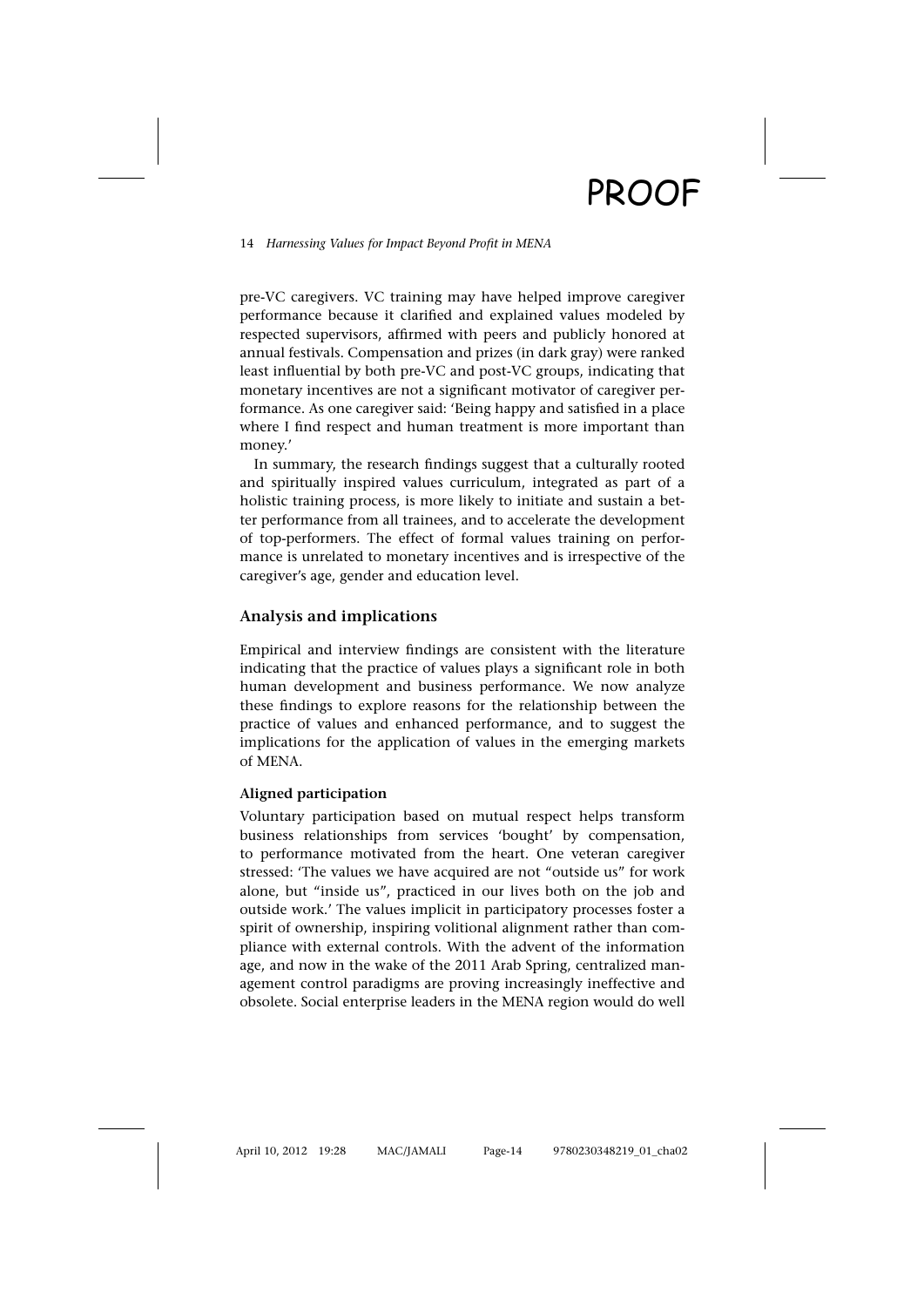pre-VC caregivers. VC training may have helped improve caregiver performance because it clarified and explained values modeled by respected supervisors, affirmed with peers and publicly honored at annual festivals. Compensation and prizes (in dark gray) were ranked least influential by both pre-VC and post-VC groups, indicating that monetary incentives are not a significant motivator of caregiver performance. As one caregiver said: 'Being happy and satisfied in a place where I find respect and human treatment is more important than money.'

In summary, the research findings suggest that a culturally rooted and spiritually inspired values curriculum, integrated as part of a holistic training process, is more likely to initiate and sustain a better performance from all trainees, and to accelerate the development of top-performers. The effect of formal values training on performance is unrelated to monetary incentives and is irrespective of the caregiver's age, gender and education level.

## Analysis and implications

Empirical and interview findings are consistent with the literature indicating that the practice of values plays a significant role in both human development and business performance. We now analyze these findings to explore reasons for the relationship between the practice of values and enhanced performance, and to suggest the implications for the application of values in the emerging markets of MENA.

### Aligned participation

Voluntary participation based on mutual respect helps transform business relationships from services 'bought' by compensation, to performance motivated from the heart. One veteran caregiver stressed: 'The values we have acquired are not "outside us" for work alone, but "inside us", practiced in our lives both on the job and outside work.' The values implicit in participatory processes foster a spirit of ownership, inspiring volitional alignment rather than compliance with external controls. With the advent of the information age, and now in the wake of the 2011 Arab Spring, centralized management control paradigms are proving increasingly ineffective and obsolete. Social enterprise leaders in the MENA region would do well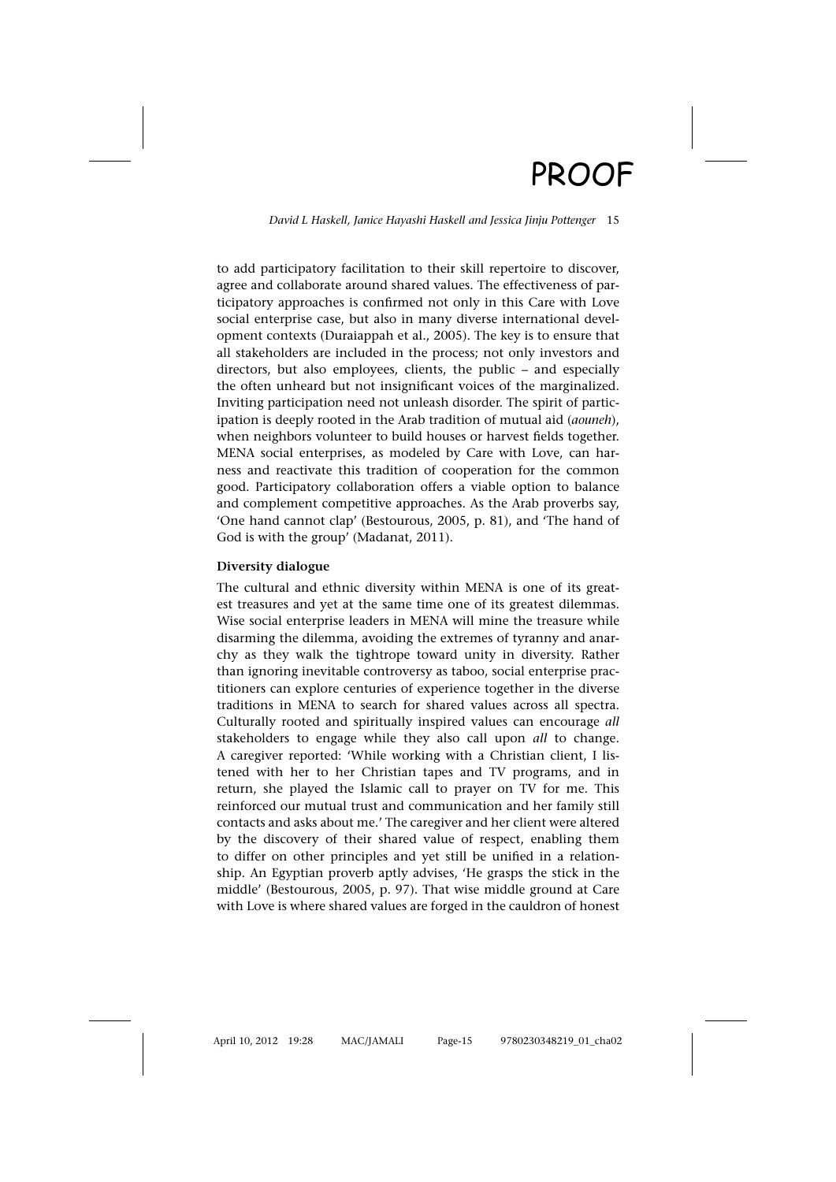to add participatory facilitation to their skill repertoire to discover, agree and collaborate around shared values. The effectiveness of participatory approaches is confirmed not only in this Care with Love social enterprise case, but also in many diverse international development contexts (Duraiappah et al., 2005). The key is to ensure that all stakeholders are included in the process; not only investors and directors, but also employees, clients, the public – and especially the often unheard but not insignificant voices of the marginalized. Inviting participation need not unleash disorder. The spirit of participation is deeply rooted in the Arab tradition of mutual aid (*aouneh*), when neighbors volunteer to build houses or harvest fields together. MENA social enterprises, as modeled by Care with Love, can harness and reactivate this tradition of cooperation for the common good. Participatory collaboration offers a viable option to balance and complement competitive approaches. As the Arab proverbs say, 'One hand cannot clap' (Bestourous, 2005, p. 81), and 'The hand of God is with the group' (Madanat, 2011).

**Diversity dialogue**

The cultural and ethnic diversity within MENA is one of its greatest treasures and yet at the same time one of its greatest dilemmas. Wise social enterprise leaders in MENA will mine the treasure while disarming the dilemma, avoiding the extremes of tyranny and anarchy as they walk the tightrope toward unity in diversity. Rather than ignoring inevitable controversy as taboo, social enterprise practitioners can explore centuries of experience together in the diverse traditions in MENA to search for shared values across all spectra. Culturally rooted and spiritually inspired values can encourage *all* stakeholders to engage while they also call upon *all* to change. A caregiver reported: 'While working with a Christian client, I listened with her to her Christian tapes and TV programs, and in return, she played the Islamic call to prayer on TV for me. This reinforced our mutual trust and communication and her family still contacts and asks about me.' The caregiver and her client were altered by the discovery of their shared value of respect, enabling them to differ on other principles and yet still be unified in a relationship. An Egyptian proverb aptly advises, 'He grasps the stick in the middle' (Bestourous, 2005, p. 97). That wise middle ground at Care with Love is where shared values are forged in the cauldron of honest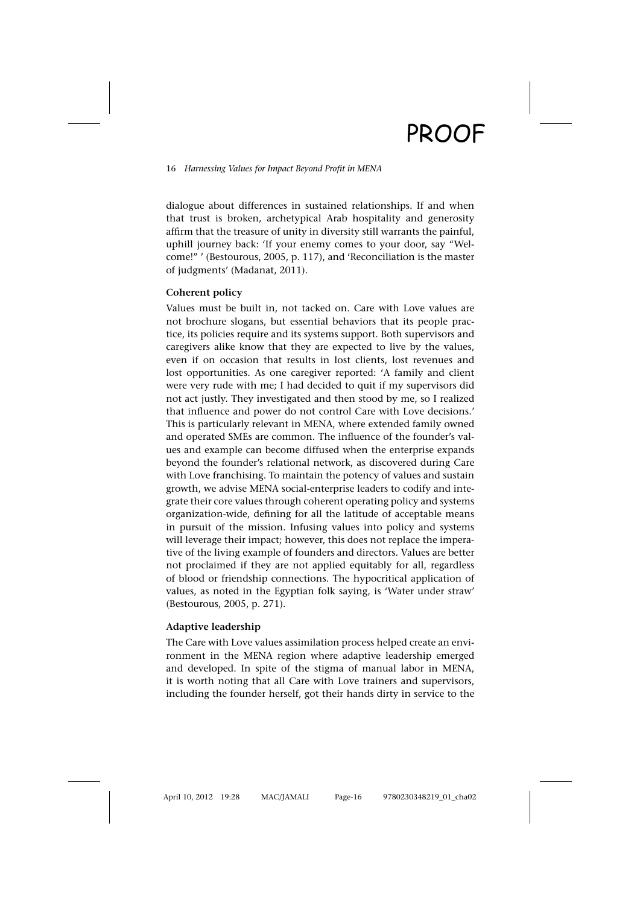dialogue about differences in sustained relationships. If and when that trust is broken, archetypical Arab hospitality and generosity affirm that the treasure of unity in diversity still warrants the painful, uphill journey back: 'If your enemy comes to your door, say "Welcome!" ' (Bestourous, 2005, p. 117), and 'Reconciliation is the master of judgments' (Madanat, 2011).

**Coherent policy**

Values must be built in, not tacked on. Care with Love values are not brochure slogans, but essential behaviors that its people practice, its policies require and its systems support. Both supervisors and caregivers alike know that they are expected to live by the values, even if on occasion that results in lost clients, lost revenues and lost opportunities. As one caregiver reported: 'A family and client were very rude with me; I had decided to quit if my supervisors did not act justly. They investigated and then stood by me, so I realized that influence and power do not control Care with Love decisions.' This is particularly relevant in MENA, where extended family owned and operated SMEs are common. The influence of the founder's values and example can become diffused when the enterprise expands beyond the founder's relational network, as discovered during Care with Love franchising. To maintain the potency of values and sustain growth, we advise MENA social-enterprise leaders to codify and integrate their core values through coherent operating policy and systems organization-wide, defining for all the latitude of acceptable means in pursuit of the mission. Infusing values into policy and systems will leverage their impact; however, this does not replace the imperative of the living example of founders and directors. Values are better not proclaimed if they are not applied equitably for all, regardless of blood or friendship connections. The hypocritical application of values, as noted in the Egyptian folk saying, is 'Water under straw' (Bestourous, 2005, p. 271).

**Adaptive leadership**

The Care with Love values assimilation process helped create an environment in the MENA region where adaptive leadership emerged and developed. In spite of the stigma of manual labor in MENA, it is worth noting that all Care with Love trainers and supervisors, including the founder herself, got their hands dirty in service to the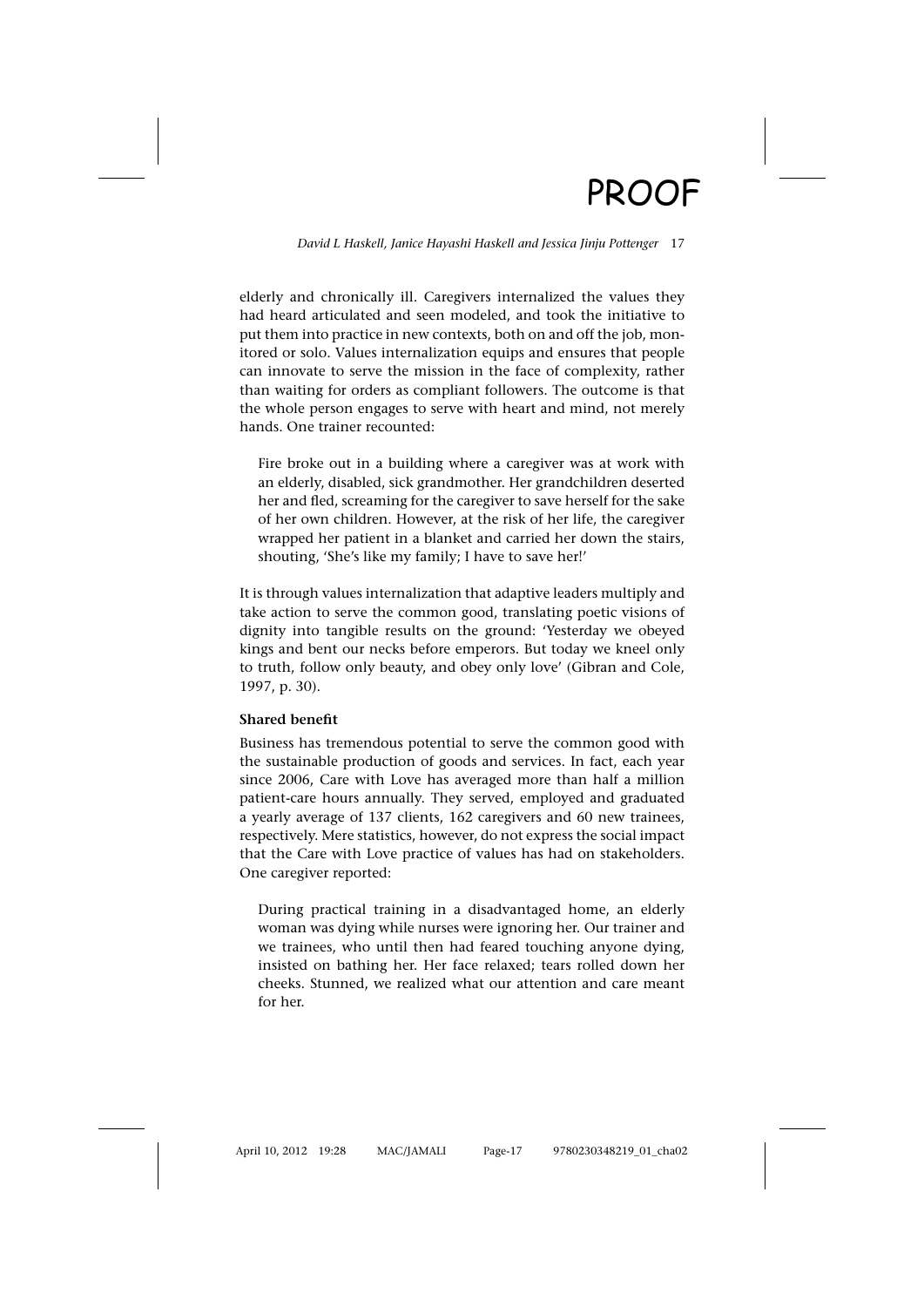elderly and chronically ill. Caregivers internalized the values they had heard articulated and seen modeled, and took the initiative to put them into practice in new contexts, both on and off the job, monitored or solo. Values internalization equips and ensures that people can innovate to serve the mission in the face of complexity, rather than waiting for orders as compliant followers. The outcome is that the whole person engages to serve with heart and mind, not merely hands. One trainer recounted:

> Fire broke out in a building where a caregiver was at work with an elderly, disabled, sick grandmother. Her grandchildren deserted her and fled, screaming for the caregiver to save herself for the sake of her own children. However, at the risk of her life, the caregiver wrapped her patient in a blanket and carried her down the stairs, shouting, 'She's like my family; I have to save her!'

It is through values internalization that adaptive leaders multiply and take action to serve the common good, translating poetic visions of dignity into tangible results on the ground: 'Yesterday we obeyed kings and bent our necks before emperors. But today we kneel only to truth, follow only beauty, and obey only love' (Gibran and Cole, 1997, p. 30).

**Shared benefit**

Business has tremendous potential to serve the common good with the sustainable production of goods and services. In fact, each year since 2006, Care with Love has averaged more than half a million patient-care hours annually. They served, employed and graduated a yearly average of 137 clients, 162 caregivers and 60 new trainees, respectively. Mere statistics, however, do not express the social impact that the Care with Love practice of values has had on stakeholders. One caregiver reported:

> During practical training in a disadvantaged home, an elderly woman was dying while nurses were ignoring her. Our trainer and we trainees, who until then had feared touching anyone dying, insisted on bathing her. Her face relaxed; tears rolled down her cheeks. Stunned, we realized what our attention and care meant for her.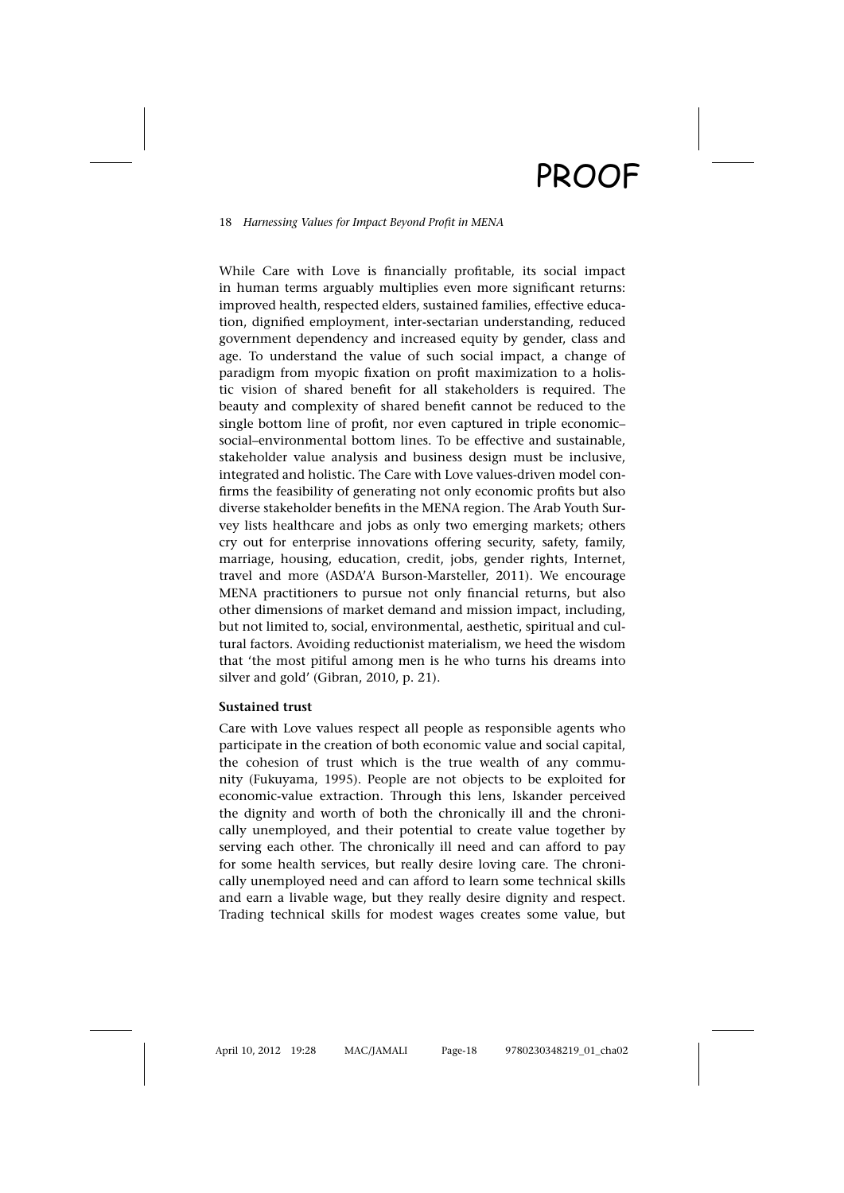While Care with Love is financially profitable, its social impact in human terms arguably multiplies even more significant returns: improved health, respected elders, sustained families, effective education, dignified employment, inter-sectarian understanding, reduced government dependency and increased equity by gender, class and age. To understand the value of such social impact, a change of paradigm from myopic fixation on profit maximization to a holistic vision of shared benefit for all stakeholders is required. The beauty and complexity of shared benefit cannot be reduced to the single bottom line of profit, nor even captured in triple economic–social–environmental bottom lines. To be effective and sustainable, stakeholder value analysis and business design must be inclusive, integrated and holistic. The Care with Love values-driven model confirms the feasibility of generating not only economic profits but also diverse stakeholder benefits in the MENA region. The Arab Youth Survey lists healthcare and jobs as only two emerging markets; others cry out for enterprise innovations offering security, safety, family, marriage, housing, education, credit, jobs, gender rights, Internet, travel and more (ASDA'A Burson-Marsteller, 2011). We encourage MENA practitioners to pursue not only financial returns, but also other dimensions of market demand and mission impact, including, but not limited to, social, environmental, aesthetic, spiritual and cultural factors. Avoiding reductionist materialism, we heed the wisdom that 'the most pitiful among men is he who turns his dreams into silver and gold' (Gibran, 2010, p. 21).

**Sustained trust**

Care with Love values respect all people as responsible agents who participate in the creation of both economic value and social capital, the cohesion of trust which is the true wealth of any community (Fukuyama, 1995). People are not objects to be exploited for economic-value extraction. Through this lens, Iskander perceived the dignity and worth of both the chronically ill and the chronically unemployed, and their potential to create value together by serving each other. The chronically ill need and can afford to pay for some health services, but really desire loving care. The chronically unemployed need and can afford to learn some technical skills and earn a livable wage, but they really desire dignity and respect. Trading technical skills for modest wages creates some value, but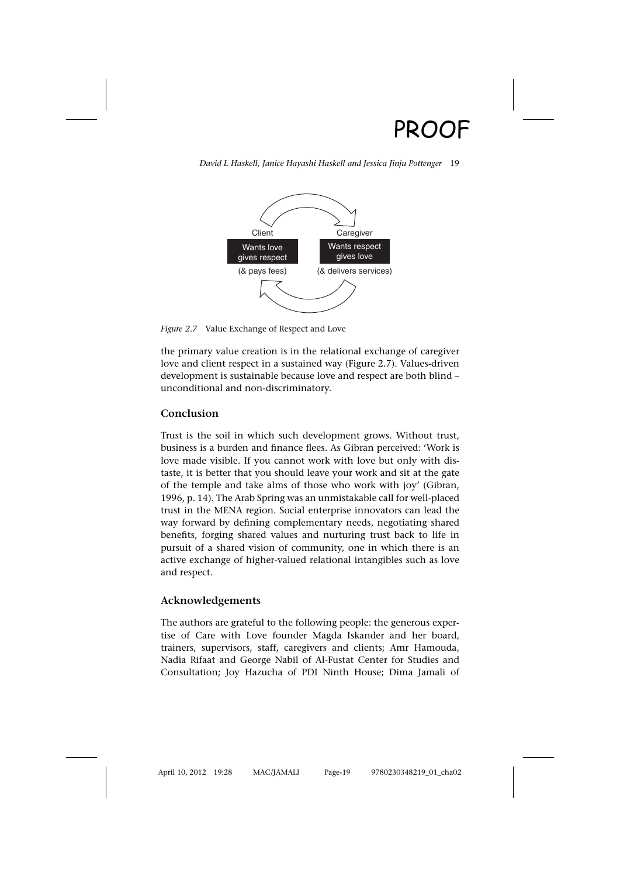Client

Wants love gives respect

(& pays fees)

Caregiver

Wants respect gives love

(& delivers services)

*Figure 2.7* Value Exchange of Respect and Love

the primary value creation is in the relational exchange of caregiver love and client respect in a sustained way (Figure 2.7). Values-driven development is sustainable because love and respect are both blind – unconditional and non-discriminatory.

## Conclusion

Trust is the soil in which such development grows. Without trust, business is a burden and finance flees. As Gibran perceived: 'Work is love made visible. If you cannot work with love but only with distaste, it is better that you should leave your work and sit at the gate of the temple and take alms of those who work with joy' (Gibran, 1996, p. 14). The Arab Spring was an unmistakable call for well-placed trust in the MENA region. Social enterprise innovators can lead the way forward by defining complementary needs, negotiating shared benefits, forging shared values and nurturing trust back to life in pursuit of a shared vision of community, one in which there is an active exchange of higher-valued relational intangibles such as love and respect.

## Acknowledgements

The authors are grateful to the following people: the generous expertise of Care with Love founder Magda Iskander and her board, trainers, supervisors, staff, caregivers and clients; Amr Hamouda, Nadia Rifaat and George Nabil of Al-Fustat Center for Studies and Consultation; Joy Hazucha of PDI Ninth House; Dima Jamali of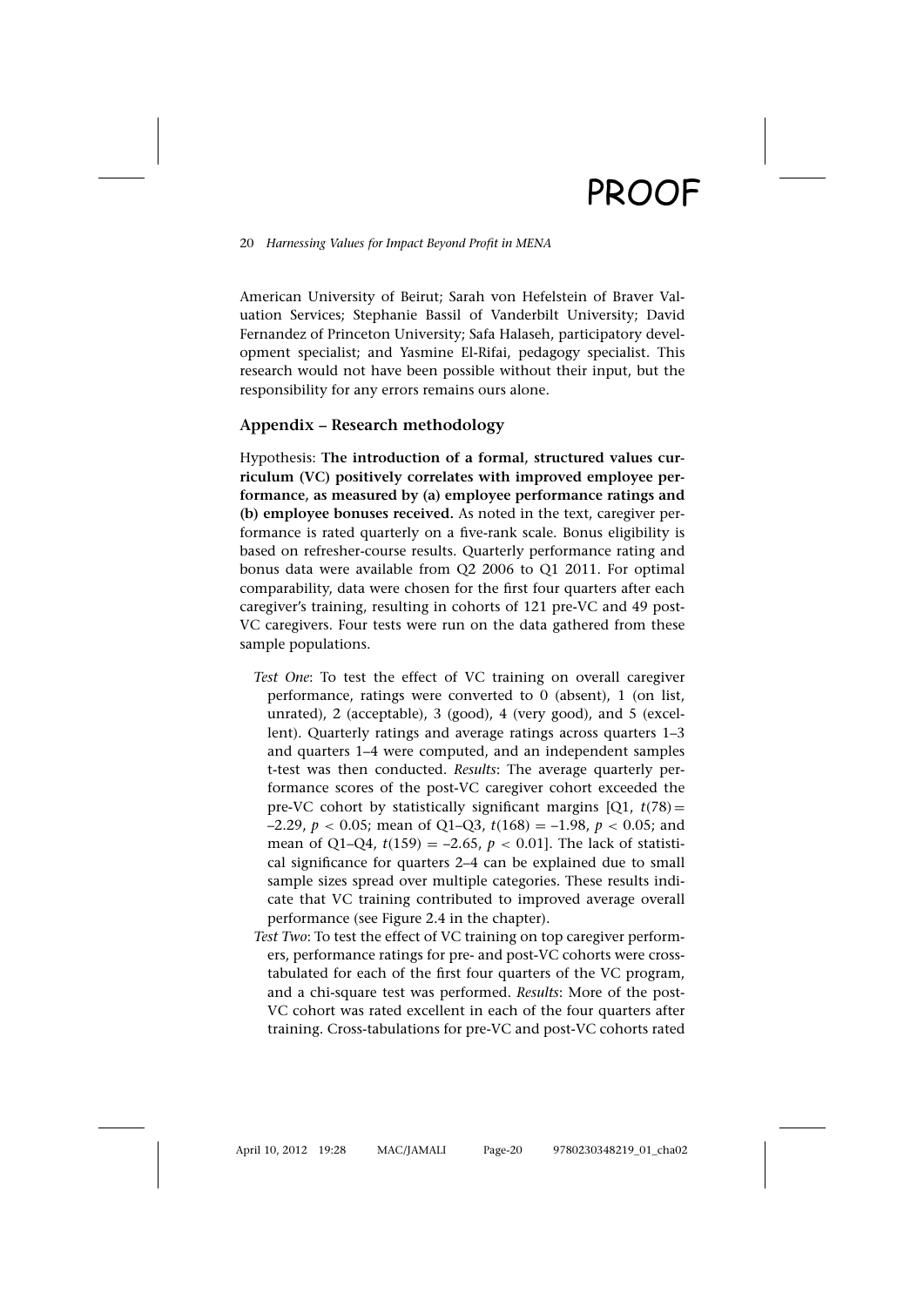American University of Beirut; Sarah von Hefelstein of Braver Valuation Services; Stephanie Bassil of Vanderbilt University; David Fernandez of Princeton University; Safa Halaseh, participatory development specialist; and Yasmine El-Rifai, pedagogy specialist. This research would not have been possible without their input, but the responsibility for any errors remains ours alone.

## Appendix – Research methodology

Hypothesis: **The introduction of a formal, structured values curriculum (VC) positively correlates with improved employee performance, as measured by (a) employee performance ratings and (b) employee bonuses received.** As noted in the text, caregiver performance is rated quarterly on a five-rank scale. Bonus eligibility is based on refresher-course results. Quarterly performance rating and bonus data were available from Q2 2006 to Q1 2011. For optimal comparability, data were chosen for the first four quarters after each caregiver's training, resulting in cohorts of 121 pre-VC and 49 post-VC caregivers. Four tests were run on the data gathered from these sample populations.

- *Test One*: To test the effect of VC training on overall caregiver performance, ratings were converted to 0 (absent), 1 (on list, unrated), 2 (acceptable), 3 (good), 4 (very good), and 5 (excellent). Quarterly ratings and average ratings across quarters 1–3 and quarters 1–4 were computed, and an independent samples t-test was then conducted. *Results*: The average quarterly performance scores of the post-VC caregiver cohort exceeded the pre-VC cohort by statistically significant margins [Q1, $t(78) = -2.29$, $p < 0.05$; mean of Q1–Q3, $t(168) = -1.98$, $p < 0.05$; and mean of Q1–Q4, $t(159) = -2.65$, $p < 0.01$]. The lack of statistical significance for quarters 2–4 can be explained due to small sample sizes spread over multiple categories. These results indicate that VC training contributed to improved average overall performance (see Figure 2.4 in the chapter).
- *Test Two*: To test the effect of VC training on top caregiver performers, performance ratings for pre- and post-VC cohorts were cross-tabulated for each of the first four quarters of the VC program, and a chi-square test was performed. *Results*: More of the post-VC cohort was rated excellent in each of the four quarters after training. Cross-tabulations for pre-VC and post-VC cohorts rated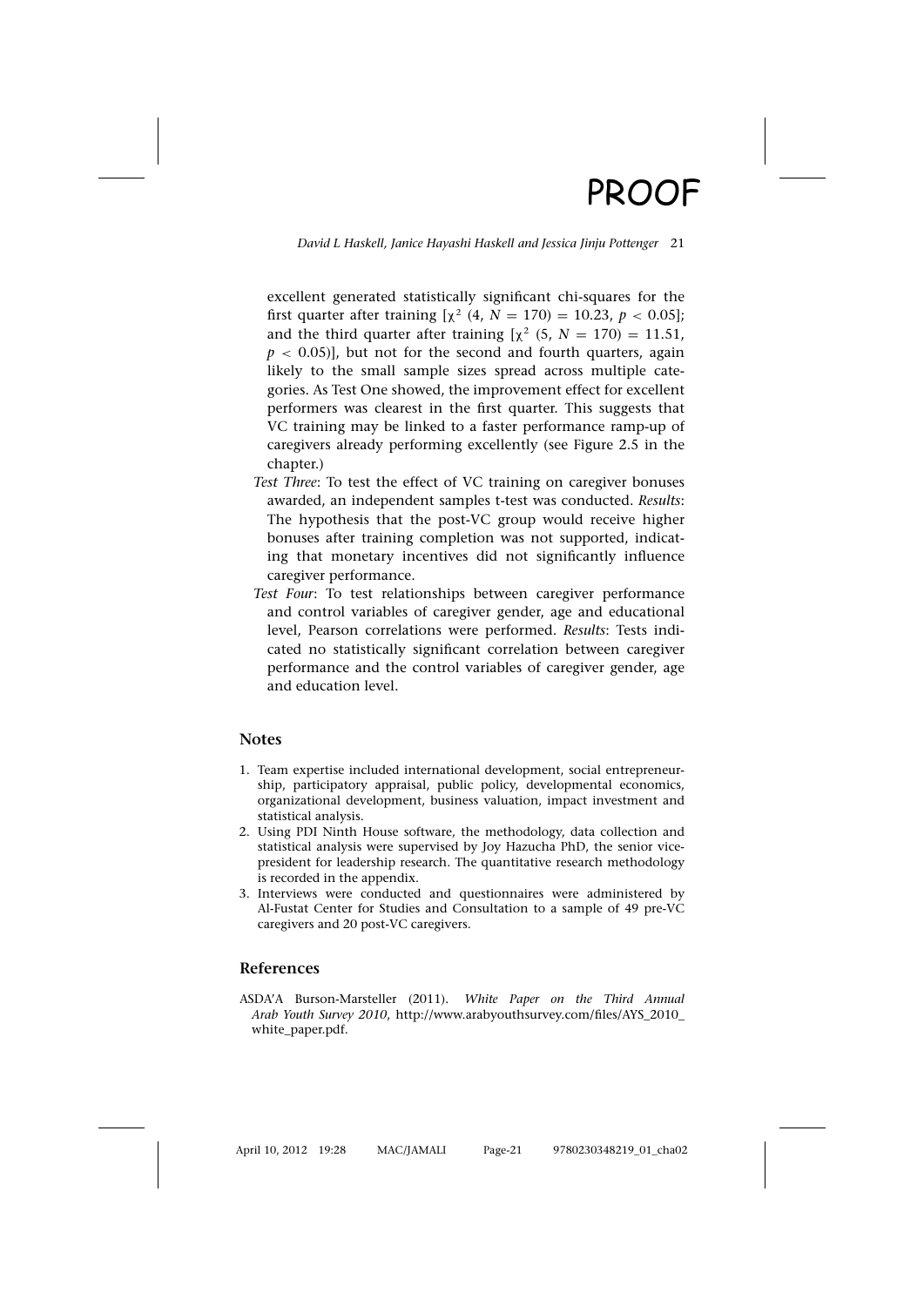excellent generated statistically significant chi-squares for the first quarter after training [$\chi^2$ (4, $N = 170$) = 10.23, $p < 0.05$]; and the third quarter after training [$\chi^2$ (5, $N = 170$) = 11.51, $p < 0.05$)], but not for the second and fourth quarters, again likely to the small sample sizes spread across multiple categories. As Test One showed, the improvement effect for excellent performers was clearest in the first quarter. This suggests that VC training may be linked to a faster performance ramp-up of caregivers already performing excellently (see Figure 2.5 in the chapter.)

*Test Three*: To test the effect of VC training on caregiver bonuses awarded, an independent samples t-test was conducted. *Results*: The hypothesis that the post-VC group would receive higher bonuses after training completion was not supported, indicating that monetary incentives did not significantly influence caregiver performance.

*Test Four*: To test relationships between caregiver performance and control variables of caregiver gender, age and educational level, Pearson correlations were performed. *Results*: Tests indicated no statistically significant correlation between caregiver performance and the control variables of caregiver gender, age and education level.

## Notes

1. Team expertise included international development, social entrepreneurship, participatory appraisal, public policy, developmental economics, organizational development, business valuation, impact investment and statistical analysis.
2. Using PDI Ninth House software, the methodology, data collection and statistical analysis were supervised by Joy Hazucha PhD, the senior vice-president for leadership research. The quantitative research methodology is recorded in the appendix.
3. Interviews were conducted and questionnaires were administered by Al-Fustat Center for Studies and Consultation to a sample of 49 pre-VC caregivers and 20 post-VC caregivers.

## References

ASDA'A Burson-Marsteller (2011). *White Paper on the Third Annual Arab Youth Survey 2010*, http://www.arabyouthsurvey.com/files/AYS_2010_white_paper.pdf.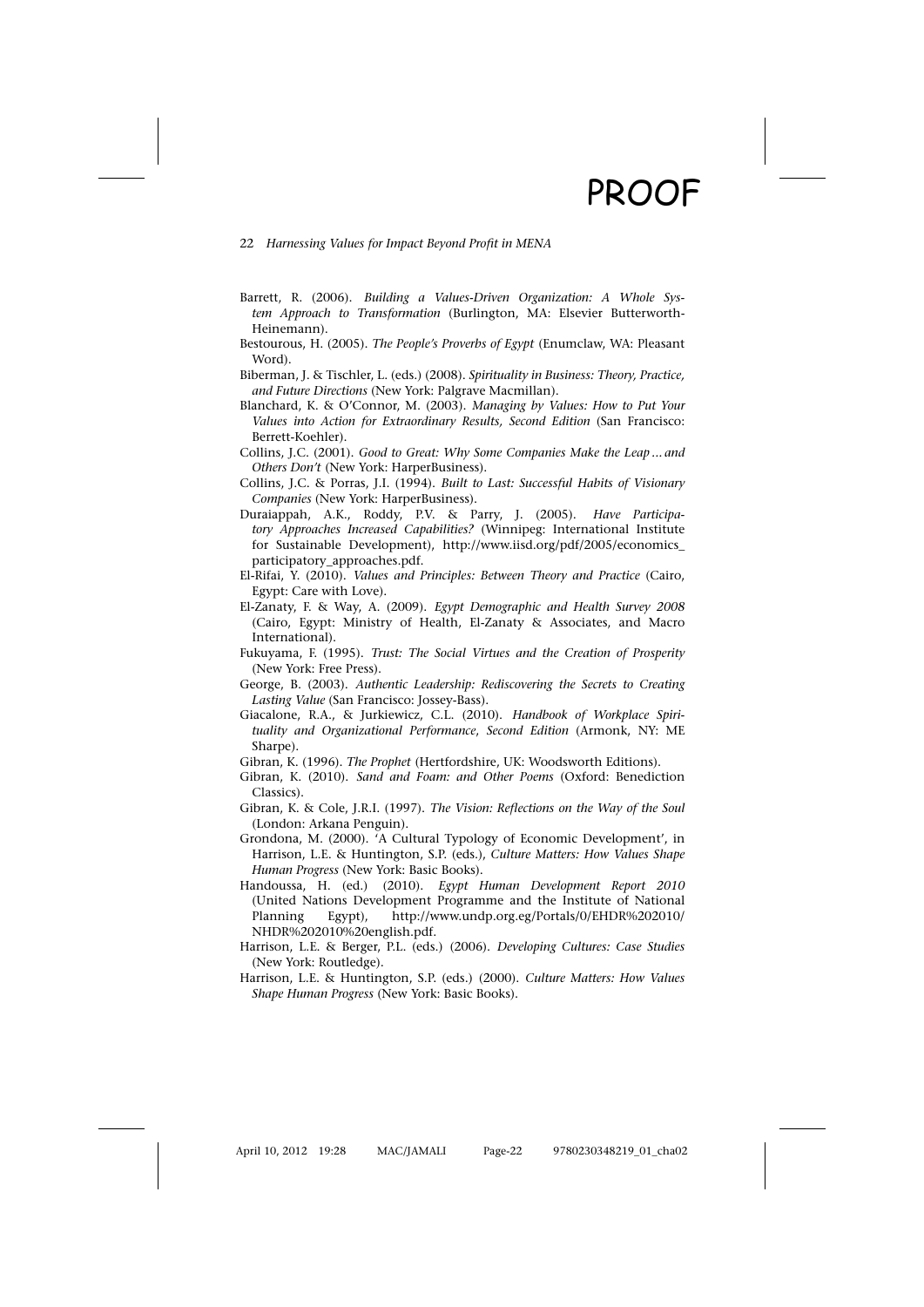Barrett, R. (2006). *Building a Values-Driven Organization: A Whole System Approach to Transformation* (Burlington, MA: Elsevier Butterworth-Heinemann).

Bestourous, H. (2005). *The People's Proverbs of Egypt* (Enumclaw, WA: Pleasant Word).

Biberman, J. & Tischler, L. (eds.) (2008). *Spirituality in Business: Theory, Practice, and Future Directions* (New York: Palgrave Macmillan).

Blanchard, K. & O'Connor, M. (2003). *Managing by Values: How to Put Your Values into Action for Extraordinary Results, Second Edition* (San Francisco: Berrett-Koehler).

Collins, J.C. (2001). *Good to Great: Why Some Companies Make the Leap ... and Others Don't* (New York: HarperBusiness).

Collins, J.C. & Porras, J.I. (1994). *Built to Last: Successful Habits of Visionary Companies* (New York: HarperBusiness).

Duraiappah, A.K., Roddy, P.V. & Parry, J. (2005). *Have Participatory Approaches Increased Capabilities?* (Winnipeg: International Institute for Sustainable Development), http://www.iisd.org/pdf/2005/economics_participatory_approaches.pdf.

El-Rifai, Y. (2010). *Values and Principles: Between Theory and Practice* (Cairo, Egypt: Care with Love).

El-Zanaty, F. & Way, A. (2009). *Egypt Demographic and Health Survey 2008* (Cairo, Egypt: Ministry of Health, El-Zanaty & Associates, and Macro International).

Fukuyama, F. (1995). *Trust: The Social Virtues and the Creation of Prosperity* (New York: Free Press).

George, B. (2003). *Authentic Leadership: Rediscovering the Secrets to Creating Lasting Value* (San Francisco: Jossey-Bass).

Giacalone, R.A., & Jurkiewicz, C.L. (2010). *Handbook of Workplace Spirituality and Organizational Performance, Second Edition* (Armonk, NY: ME Sharpe).

Gibran, K. (1996). *The Prophet* (Hertfordshire, UK: Woodsworth Editions).

Gibran, K. (2010). *Sand and Foam: and Other Poems* (Oxford: Benediction Classics).

Gibran, K. & Cole, J.R.I. (1997). *The Vision: Reflections on the Way of the Soul* (London: Arkana Penguin).

Grondona, M. (2000). 'A Cultural Typology of Economic Development', in Harrison, L.E. & Huntington, S.P. (eds.), *Culture Matters: How Values Shape Human Progress* (New York: Basic Books).

Handoussa, H. (ed.) (2010). *Egypt Human Development Report 2010* (United Nations Development Programme and the Institute of National Planning Egypt), http://www.undp.org.eg/Portals/0/EHDR%202010/NHDR%202010%20english.pdf.

Harrison, L.E. & Berger, P.L. (eds.) (2006). *Developing Cultures: Case Studies* (New York: Routledge).

Harrison, L.E. & Huntington, S.P. (eds.) (2000). *Culture Matters: How Values Shape Human Progress* (New York: Basic Books).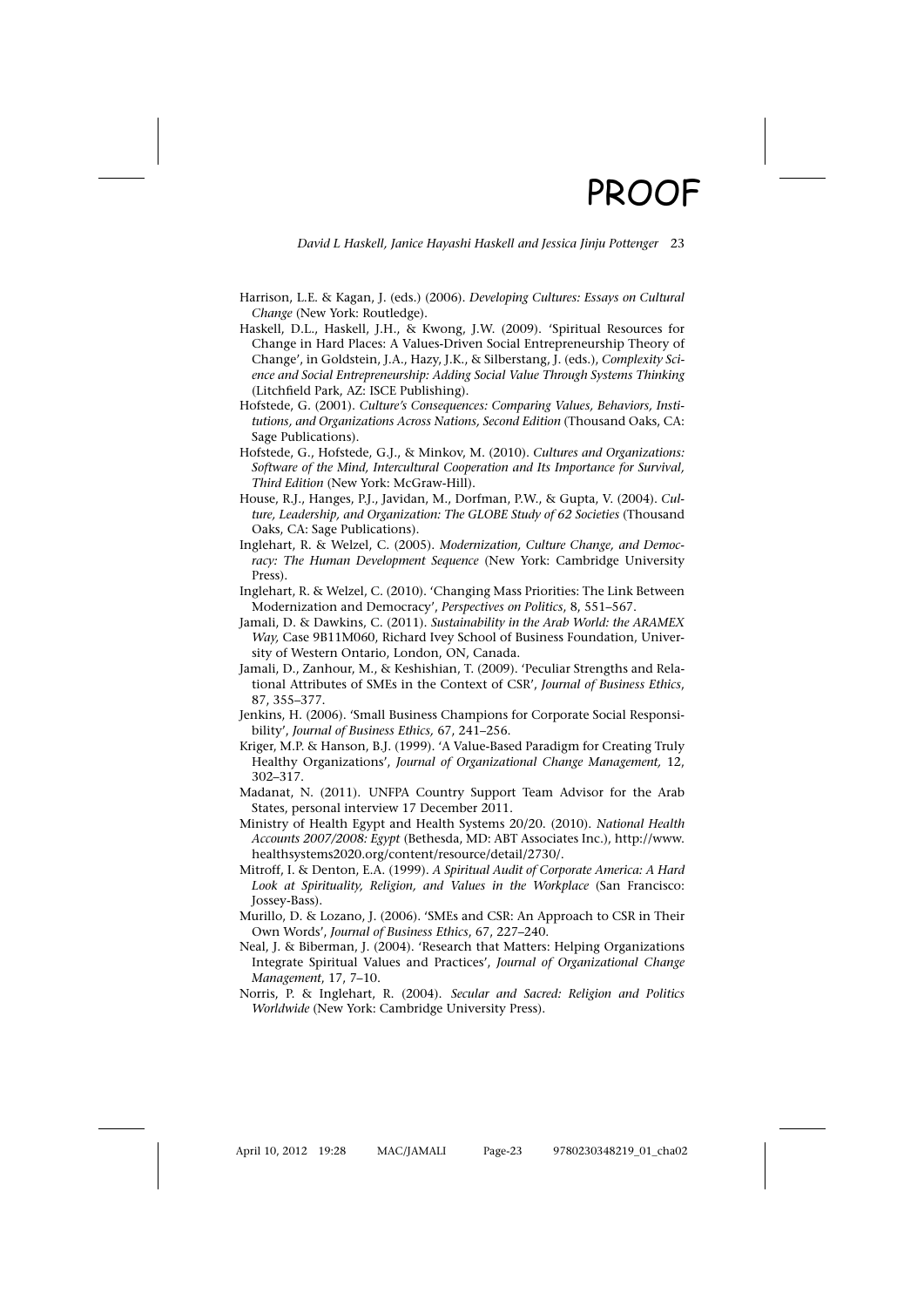Harrison, L.E. & Kagan, J. (eds.) (2006). *Developing Cultures: Essays on Cultural Change* (New York: Routledge).

Haskell, D.L., Haskell, J.H., & Kwong, J.W. (2009). 'Spiritual Resources for Change in Hard Places: A Values-Driven Social Entrepreneurship Theory of Change', in Goldstein, J.A., Hazy, J.K., & Silberstang, J. (eds.), *Complexity Science and Social Entrepreneurship: Adding Social Value Through Systems Thinking* (Litchfield Park, AZ: ISCE Publishing).

Hofstede, G. (2001). *Culture's Consequences: Comparing Values, Behaviors, Institutions, and Organizations Across Nations, Second Edition* (Thousand Oaks, CA: Sage Publications).

Hofstede, G., Hofstede, G.J., & Minkov, M. (2010). *Cultures and Organizations: Software of the Mind, Intercultural Cooperation and Its Importance for Survival, Third Edition* (New York: McGraw-Hill).

House, R.J., Hanges, P.J., Javidan, M., Dorfman, P.W., & Gupta, V. (2004). *Culture, Leadership, and Organization: The GLOBE Study of 62 Societies* (Thousand Oaks, CA: Sage Publications).

Inglehart, R. & Welzel, C. (2005). *Modernization, Culture Change, and Democracy: The Human Development Sequence* (New York: Cambridge University Press).

Inglehart, R. & Welzel, C. (2010). 'Changing Mass Priorities: The Link Between Modernization and Democracy', *Perspectives on Politics*, 8, 551–567.

Jamali, D. & Dawkins, C. (2011). *Sustainability in the Arab World: the ARAMEX Way,* Case 9B11M060, Richard Ivey School of Business Foundation, University of Western Ontario, London, ON, Canada.

Jamali, D., Zanhour, M., & Keshishian, T. (2009). 'Peculiar Strengths and Relational Attributes of SMEs in the Context of CSR', *Journal of Business Ethics*, 87, 355–377.

Jenkins, H. (2006). 'Small Business Champions for Corporate Social Responsibility', *Journal of Business Ethics,* 67, 241–256.

Kriger, M.P. & Hanson, B.J. (1999). 'A Value-Based Paradigm for Creating Truly Healthy Organizations', *Journal of Organizational Change Management,* 12, 302–317.

Madanat, N. (2011). UNFPA Country Support Team Advisor for the Arab States, personal interview 17 December 2011.

Ministry of Health Egypt and Health Systems 20/20. (2010). *National Health Accounts 2007/2008: Egypt* (Bethesda, MD: ABT Associates Inc.), http://www.healthsystems2020.org/content/resource/detail/2730/.

Mitroff, I. & Denton, E.A. (1999). *A Spiritual Audit of Corporate America: A Hard Look at Spirituality, Religion, and Values in the Workplace* (San Francisco: Jossey-Bass).

Murillo, D. & Lozano, J. (2006). 'SMEs and CSR: An Approach to CSR in Their Own Words', *Journal of Business Ethics*, 67, 227–240.

Neal, J. & Biberman, J. (2004). 'Research that Matters: Helping Organizations Integrate Spiritual Values and Practices', *Journal of Organizational Change Management*, 17, 7–10.

Norris, P. & Inglehart, R. (2004). *Secular and Sacred: Religion and Politics Worldwide* (New York: Cambridge University Press).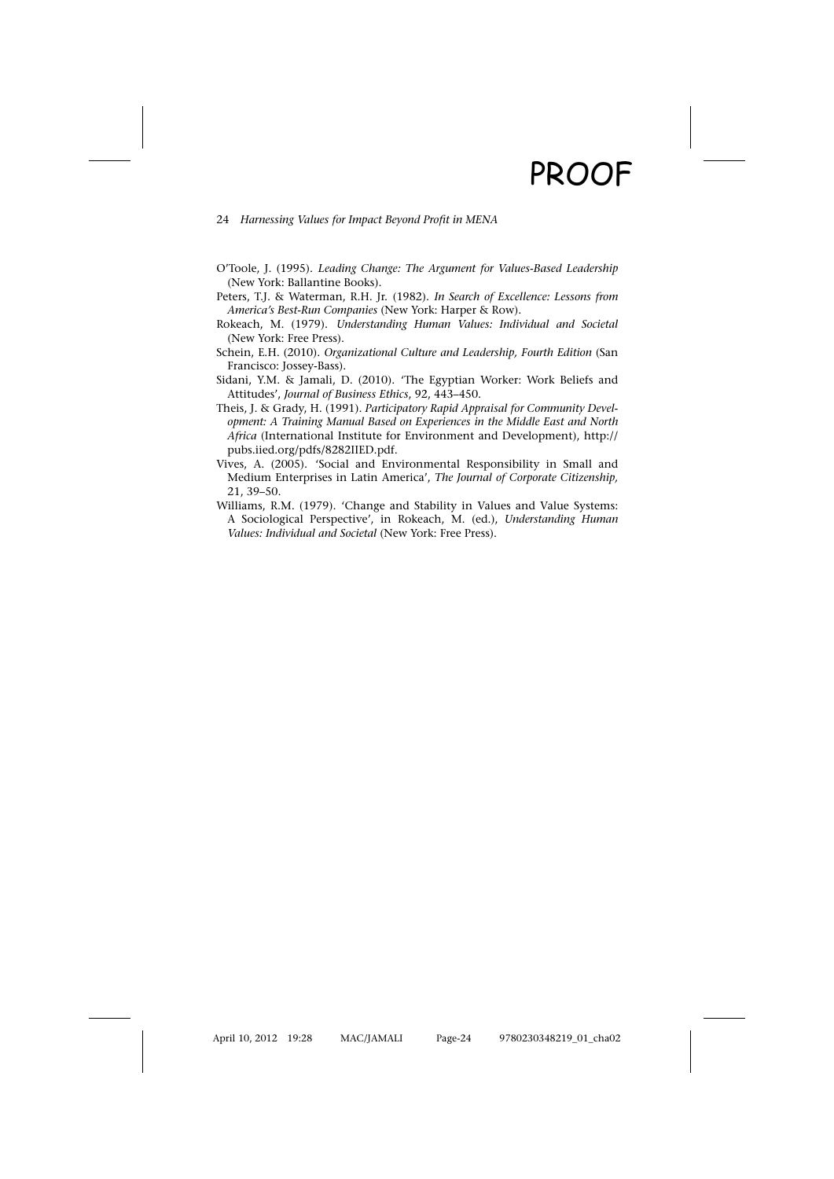O'Toole, J. (1995). *Leading Change: The Argument for Values-Based Leadership* (New York: Ballantine Books).

Peters, T.J. & Waterman, R.H. Jr. (1982). *In Search of Excellence: Lessons from America's Best-Run Companies* (New York: Harper & Row).

Rokeach, M. (1979). *Understanding Human Values: Individual and Societal* (New York: Free Press).

Schein, E.H. (2010). *Organizational Culture and Leadership, Fourth Edition* (San Francisco: Jossey-Bass).

Sidani, Y.M. & Jamali, D. (2010). 'The Egyptian Worker: Work Beliefs and Attitudes', *Journal of Business Ethics*, 92, 443–450.

Theis, J. & Grady, H. (1991). *Participatory Rapid Appraisal for Community Development: A Training Manual Based on Experiences in the Middle East and North Africa* (International Institute for Environment and Development), http://pubs.iied.org/pdfs/8282IIED.pdf.

Vives, A. (2005). 'Social and Environmental Responsibility in Small and Medium Enterprises in Latin America', *The Journal of Corporate Citizenship*, 21, 39–50.

Williams, R.M. (1979). 'Change and Stability in Values and Value Systems: A Sociological Perspective', in Rokeach, M. (ed.), *Understanding Human Values: Individual and Societal* (New York: Free Press).